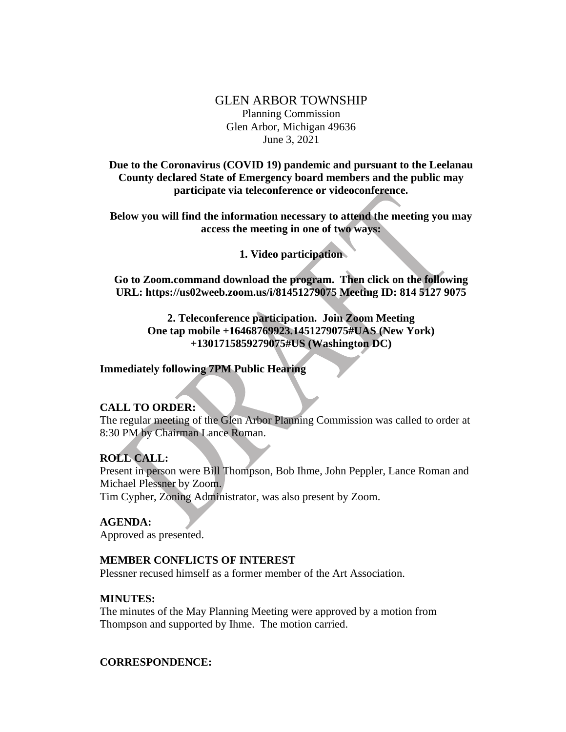# GLEN ARBOR TOWNSHIP

Planning Commission
Glen Arbor, Michigan 49636
June 3, 2021

**Due to the Coronavirus (COVID 19) pandemic and pursuant to the Leelanau County declared State of Emergency board members and the public may participate via teleconference or videoconference.**

**Below you will find the information necessary to attend the meeting you may access the meeting in one of two ways:**

**1. Video participation**

**Go to Zoom.command download the program. Then click on the following URL: https://us02weeb.zoom.us/i/81451279075 Meeting ID: 814 5127 9075**

**2. Teleconference participation. Join Zoom Meeting One tap mobile +16468769923.1451279075#UAS (New York) +1301715859279075#US (Washington DC)**

**Immediately following 7PM Public Hearing**

**CALL TO ORDER:**
The regular meeting of the Glen Arbor Planning Commission was called to order at 8:30 PM by Chairman Lance Roman.

**ROLL CALL:**
Present in person were Bill Thompson, Bob Ihme, John Peppler, Lance Roman and Michael Plessner by Zoom.
Tim Cypher, Zoning Administrator, was also present by Zoom.

**AGENDA:**
Approved as presented.

**MEMBER CONFLICTS OF INTEREST**
Plessner recused himself as a former member of the Art Association.

**MINUTES:**
The minutes of the May Planning Meeting were approved by a motion from Thompson and supported by Ihme. The motion carried.

**CORRESPONDENCE:**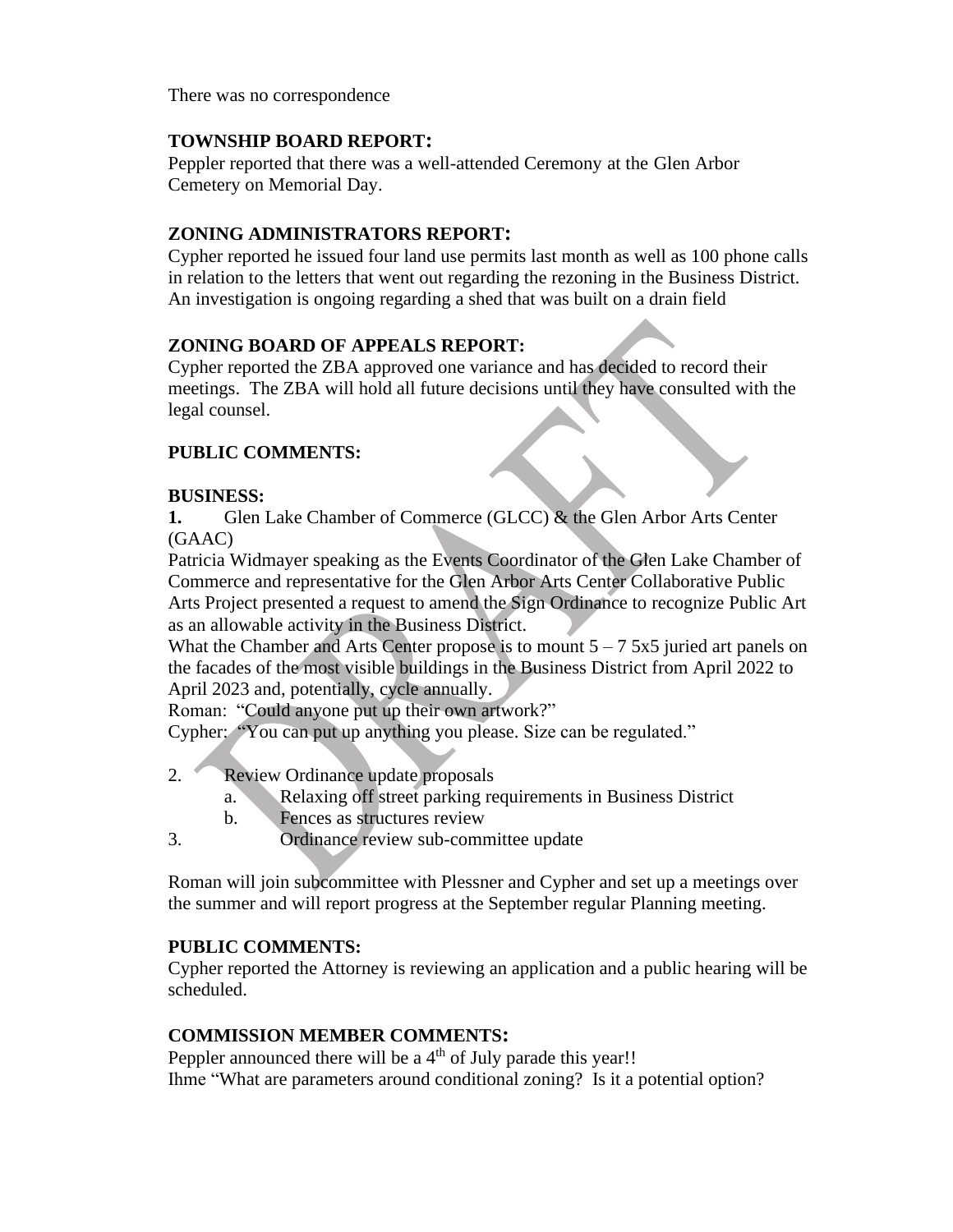There was no correspondence

**TOWNSHIP BOARD REPORT:**
Peppler reported that there was a well-attended Ceremony at the Glen Arbor Cemetery on Memorial Day.

**ZONING ADMINISTRATORS REPORT:**
Cypher reported he issued four land use permits last month as well as 100 phone calls in relation to the letters that went out regarding the rezoning in the Business District. An investigation is ongoing regarding a shed that was built on a drain field

**ZONING BOARD OF APPEALS REPORT:**
Cypher reported the ZBA approved one variance and has decided to record their meetings. The ZBA will hold all future decisions until they have consulted with the legal counsel.

**PUBLIC COMMENTS:**

**BUSINESS:**

**1.** Glen Lake Chamber of Commerce (GLCC) & the Glen Arbor Arts Center (GAAC)

Patricia Widmayer speaking as the Events Coordinator of the Glen Lake Chamber of Commerce and representative for the Glen Arbor Arts Center Collaborative Public Arts Project presented a request to amend the Sign Ordinance to recognize Public Art as an allowable activity in the Business District.

What the Chamber and Arts Center propose is to mount 5 – 7 5x5 juried art panels on the facades of the most visible buildings in the Business District from April 2022 to April 2023 and, potentially, cycle annually.

Roman: "Could anyone put up their own artwork?"

Cypher: "You can put up anything you please. Size can be regulated."

2. Review Ordinance update proposals
   a. Relaxing off street parking requirements in Business District
   b. Fences as structures review
3. Ordinance review sub-committee update

Roman will join subcommittee with Plessner and Cypher and set up a meetings over the summer and will report progress at the September regular Planning meeting.

**PUBLIC COMMENTS:**
Cypher reported the Attorney is reviewing an application and a public hearing will be scheduled.

**COMMISSION MEMBER COMMENTS:**
Peppler announced there will be a 4th of July parade this year!!
Ihme "What are parameters around conditional zoning? Is it a potential option?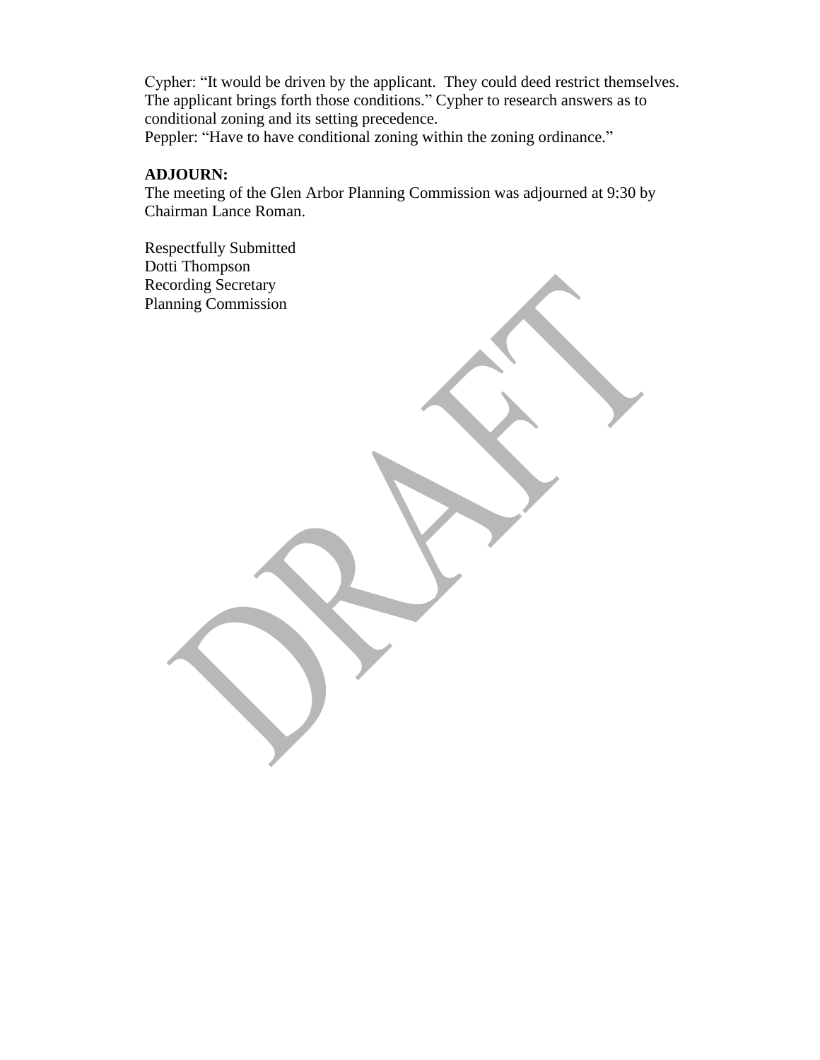Cypher: “It would be driven by the applicant. They could deed restrict themselves. The applicant brings forth those conditions.” Cypher to research answers as to conditional zoning and its setting precedence.
Peppler: “Have to have conditional zoning within the zoning ordinance.”

**ADJOURN:**
The meeting of the Glen Arbor Planning Commission was adjourned at 9:30 by Chairman Lance Roman.

Respectfully Submitted
Dotti Thompson
Recording Secretary
Planning Commission

DRAFT